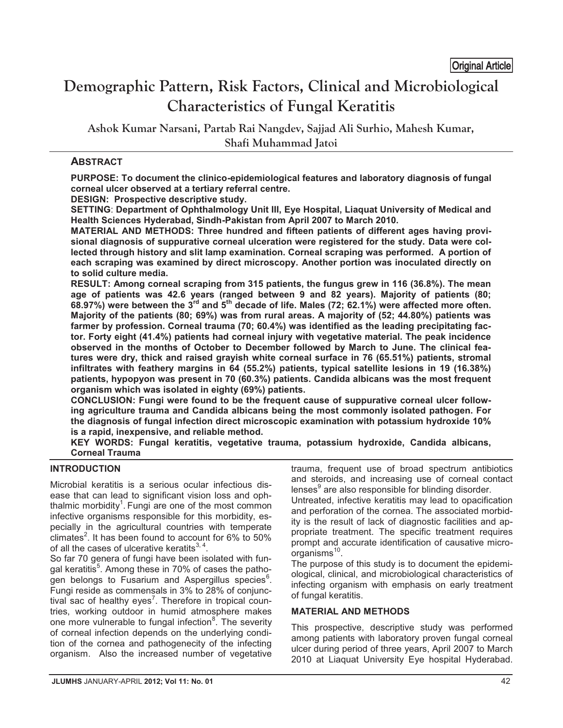Original Article

# Demographic Pattern, Risk Factors, Clinical and Microbiological Characteristics of Fungal Keratitis

Ashok Kumar Narsani, Partab Rai Nangdev, Sajjad Ali Surhio, Mahesh Kumar, Shafi Muhammad Jatoi

## ABSTRACT

**PURPOSE: To document the clinico-epidemiological features and laboratory diagnosis of fungal corneal ulcer observed at a tertiary referral centre.**

**DESIGN: Prospective descriptive study.**

**SETTING: Department of Ophthalmology Unit III, Eye Hospital, Liaquat University of Medical and Health Sciences Hyderabad, Sindh-Pakistan from April 2007 to March 2010.**

**MATERIAL AND METHODS: Three hundred and fifteen patients of different ages having provisional diagnosis of suppurative corneal ulceration were registered for the study. Data were collected through history and slit lamp examination. Corneal scraping was performed. A portion of each scraping was examined by direct microscopy. Another portion was inoculated directly on to solid culture media.**

**RESULT: Among corneal scraping from 315 patients, the fungus grew in 116 (36.8%). The mean age of patients was 42.6 years (ranged between 9 and 82 years). Majority of patients (80; 68.97%) were between the 3rd and 5th decade of life. Males (72; 62.1%) were affected more often. Majority of the patients (80; 69%) was from rural areas. A majority of (52; 44.80%) patients was farmer by profession. Corneal trauma (70; 60.4%) was identified as the leading precipitating factor. Forty eight (41.4%) patients had corneal injury with vegetative material. The peak incidence observed in the months of October to December followed by March to June. The clinical features were dry, thick and raised grayish white corneal surface in 76 (65.51%) patients, stromal infiltrates with feathery margins in 64 (55.2%) patients, typical satellite lesions in 19 (16.38%) patients, hypopyon was present in 70 (60.3%) patients. Candida albicans was the most frequent organism which was isolated in eighty (69%) patients.**

**CONCLUSION: Fungi were found to be the frequent cause of suppurative corneal ulcer following agriculture trauma and Candida albicans being the most commonly isolated pathogen. For the diagnosis of fungal infection direct microscopic examination with potassium hydroxide 10% is a rapid, inexpensive, and reliable method.**

**KEY WORDS: Fungal keratitis, vegetative trauma, potassium hydroxide, Candida albicans, Corneal Trauma**

## INTRODUCTION

Microbial keratitis is a serious ocular infectious disease that can lead to significant vision loss and ophthalmic morbidity[1]. Fungi are one of the most common infective organisms responsible for this morbidity, especially in the agricultural countries with temperate climates[2]. It has been found to account for 6% to 50% of all the cases of ulcerative keratits[3, 4].

So far 70 genera of fungi have been isolated with fungal keratitis[5]. Among these in 70% of cases the pathogen belongs to Fusarium and Aspergillus species[6]. Fungi reside as commensals in 3% to 28% of conjunctival sac of healthy eyes[7]. Therefore in tropical countries, working outdoor in humid atmosphere makes one more vulnerable to fungal infection[8]. The severity of corneal infection depends on the underlying condition of the cornea and pathogenecity of the infecting organism. Also the increased number of vegetative trauma, frequent use of broad spectrum antibiotics and steroids, and increasing use of corneal contact lenses[9] are also responsible for blinding disorder.

Untreated, infective keratitis may lead to opacification and perforation of the cornea. The associated morbidity is the result of lack of diagnostic facilities and appropriate treatment. The specific treatment requires prompt and accurate identification of causative microorganisms[10].

The purpose of this study is to document the epidemiological, clinical, and microbiological characteristics of infecting organism with emphasis on early treatment of fungal keratitis.

## MATERIAL AND METHODS

This prospective, descriptive study was performed among patients with laboratory proven fungal corneal ulcer during period of three years, April 2007 to March 2010 at Liaquat University Eye hospital Hyderabad.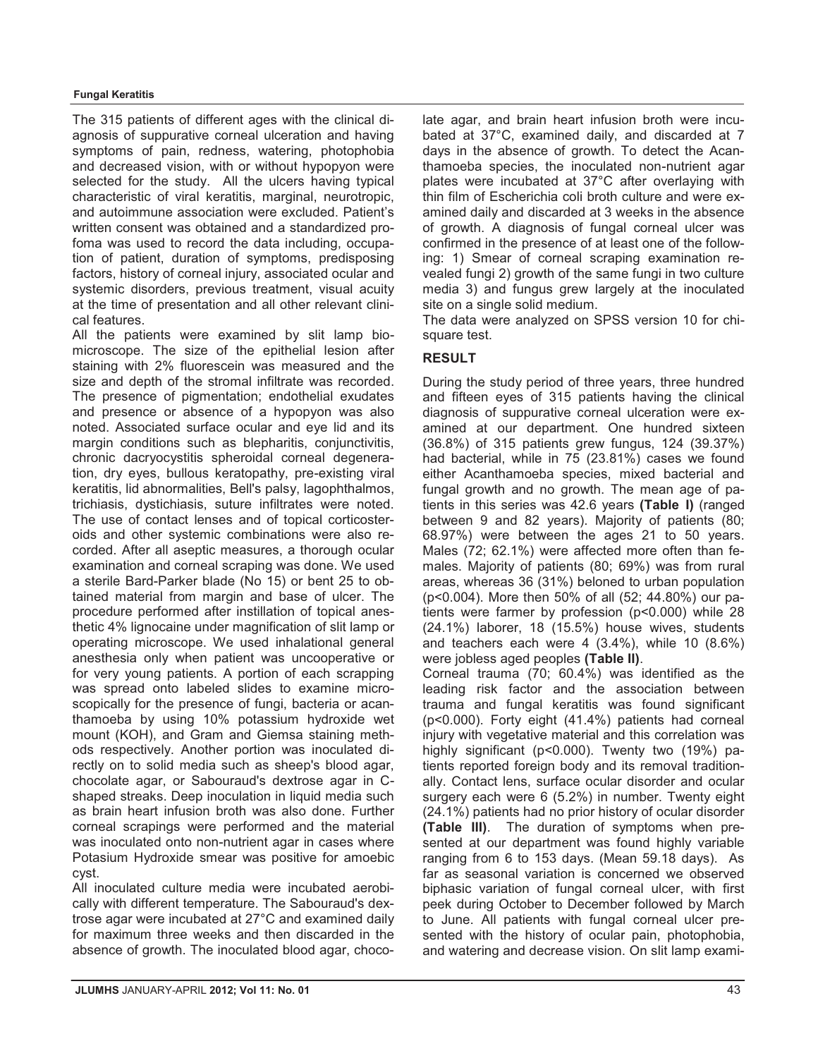The 315 patients of different ages with the clinical diagnosis of suppurative corneal ulceration and having symptoms of pain, redness, watering, photophobia and decreased vision, with or without hypopyon were selected for the study. All the ulcers having typical characteristic of viral keratitis, marginal, neurotropic, and autoimmune association were excluded. Patient's written consent was obtained and a standardized profoma was used to record the data including, occupation of patient, duration of symptoms, predisposing factors, history of corneal injury, associated ocular and systemic disorders, previous treatment, visual acuity at the time of presentation and all other relevant clinical features.

All the patients were examined by slit lamp biomicroscope. The size of the epithelial lesion after staining with 2% fluorescein was measured and the size and depth of the stromal infiltrate was recorded. The presence of pigmentation; endothelial exudates and presence or absence of a hypopyon was also noted. Associated surface ocular and eye lid and its margin conditions such as blepharitis, conjunctivitis, chronic dacryocystitis spheroidal corneal degeneration, dry eyes, bullous keratopathy, pre-existing viral keratitis, lid abnormalities, Bell's palsy, lagophthalmos, trichiasis, dystichiasis, suture infiltrates were noted. The use of contact lenses and of topical corticosteroids and other systemic combinations were also recorded. After all aseptic measures, a thorough ocular examination and corneal scraping was done. We used a sterile Bard-Parker blade (No 15) or bent 25 to obtained material from margin and base of ulcer. The procedure performed after instillation of topical anesthetic 4% lignocaine under magnification of slit lamp or operating microscope. We used inhalational general anesthesia only when patient was uncooperative or for very young patients. A portion of each scrapping was spread onto labeled slides to examine microscopically for the presence of fungi, bacteria or acanthamoeba by using 10% potassium hydroxide wet mount (KOH), and Gram and Giemsa staining methods respectively. Another portion was inoculated directly on to solid media such as sheep's blood agar, chocolate agar, or Sabouraud's dextrose agar in C-shaped streaks. Deep inoculation in liquid media such as brain heart infusion broth was also done. Further corneal scrapings were performed and the material was inoculated onto non-nutrient agar in cases where Potasium Hydroxide smear was positive for amoebic cyst.

All inoculated culture media were incubated aerobically with different temperature. The Sabouraud's dextrose agar were incubated at 27°C and examined daily for maximum three weeks and then discarded in the absence of growth. The inoculated blood agar, chocolate agar, and brain heart infusion broth were incubated at 37°C, examined daily, and discarded at 7 days in the absence of growth. To detect the Acanthamoeba species, the inoculated non-nutrient agar plates were incubated at 37°C after overlaying with thin film of Escherichia coli broth culture and were examined daily and discarded at 3 weeks in the absence of growth. A diagnosis of fungal corneal ulcer was confirmed in the presence of at least one of the following: 1) Smear of corneal scraping examination revealed fungi 2) growth of the same fungi in two culture media 3) and fungus grew largely at the inoculated site on a single solid medium.

The data were analyzed on SPSS version 10 for chi-square test.

## RESULT

During the study period of three years, three hundred and fifteen eyes of 315 patients having the clinical diagnosis of suppurative corneal ulceration were examined at our department. One hundred sixteen (36.8%) of 315 patients grew fungus, 124 (39.37%) had bacterial, while in 75 (23.81%) cases we found either Acanthamoeba species, mixed bacterial and fungal growth and no growth. The mean age of patients in this series was 42.6 years **(Table I)** (ranged between 9 and 82 years). Majority of patients (80; 68.97%) were between the ages 21 to 50 years. Males (72; 62.1%) were affected more often than females. Majority of patients (80; 69%) was from rural areas, whereas 36 (31%) beloned to urban population ($p<0.004$). More then 50% of all (52; 44.80%) our patients were farmer by profession ($p<0.000$) while 28 (24.1%) laborer, 18 (15.5%) house wives, students and teachers each were 4 (3.4%), while 10 (8.6%) were jobless aged peoples **(Table II)**.

Corneal trauma (70; 60.4%) was identified as the leading risk factor and the association between trauma and fungal keratitis was found significant ($p<0.000$). Forty eight (41.4%) patients had corneal injury with vegetative material and this correlation was highly significant ($p<0.000$). Twenty two (19%) patients reported foreign body and its removal traditionally. Contact lens, surface ocular disorder and ocular surgery each were 6 (5.2%) in number. Twenty eight (24.1%) patients had no prior history of ocular disorder **(Table III)**. The duration of symptoms when presented at our department was found highly variable ranging from 6 to 153 days. (Mean 59.18 days). As far as seasonal variation is concerned we observed biphasic variation of fungal corneal ulcer, with first peek during October to December followed by March to June. All patients with fungal corneal ulcer presented with the history of ocular pain, photophobia, and watering and decrease vision. On slit lamp exami-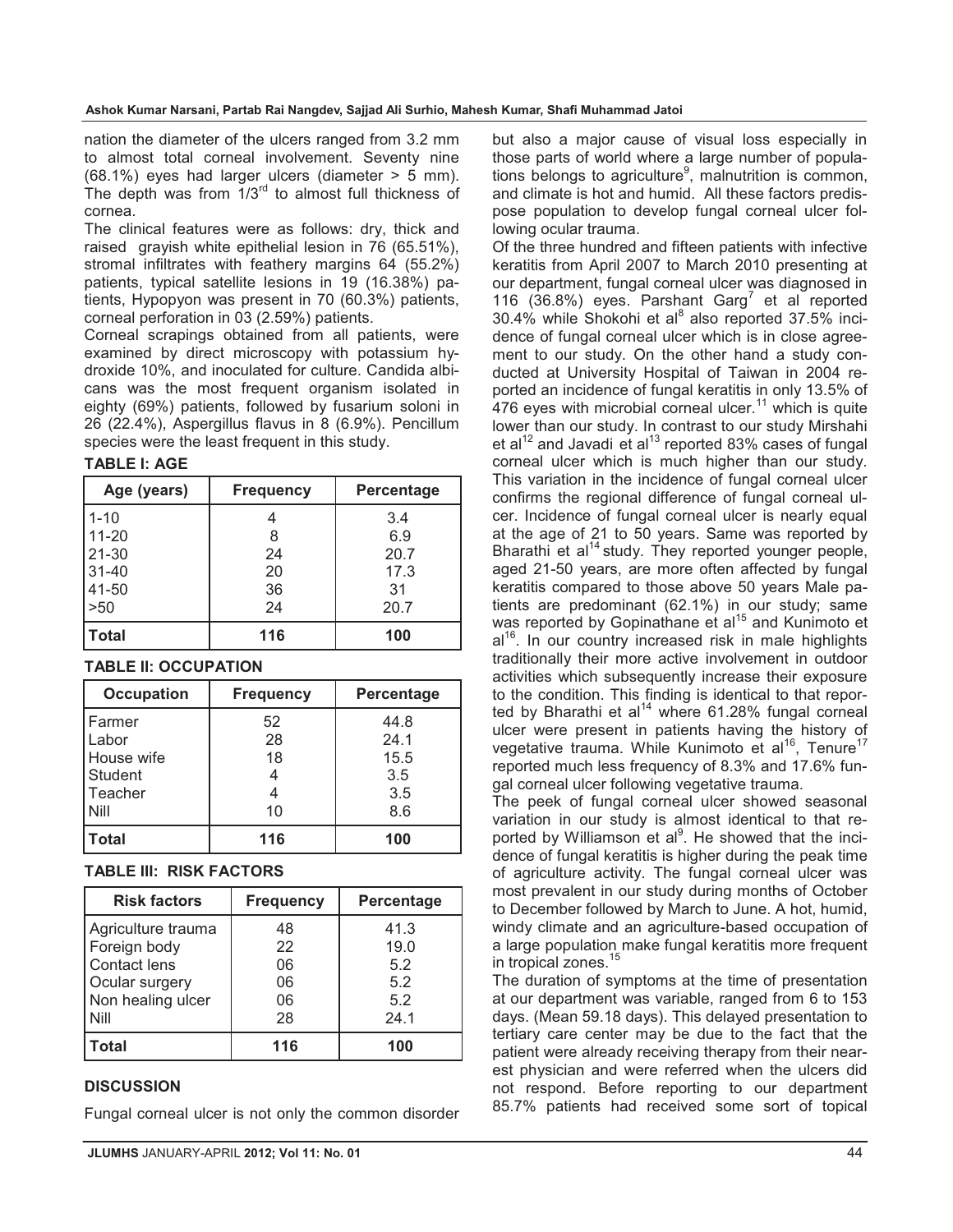nation the diameter of the ulcers ranged from 3.2 mm to almost total corneal involvement. Seventy nine (68.1%) eyes had larger ulcers (diameter > 5 mm). The depth was from 1/3rd to almost full thickness of cornea.

The clinical features were as follows: dry, thick and raised grayish white epithelial lesion in 76 (65.51%), stromal infiltrates with feathery margins 64 (55.2%) patients, typical satellite lesions in 19 (16.38%) patients, Hypopyon was present in 70 (60.3%) patients, corneal perforation in 03 (2.59%) patients.

Corneal scrapings obtained from all patients, were examined by direct microscopy with potassium hydroxide 10%, and inoculated for culture. Candida albicans was the most frequent organism isolated in eighty (69%) patients, followed by fusarium soloni in 26 (22.4%), Aspergillus flavus in 8 (6.9%). Pencillum species were the least frequent in this study.

**TABLE I: AGE**

| Age (years) | Frequency | Percentage |
|---|---|---|
| 1-10 | 4 | 3.4 |
| 11-20 | 8 | 6.9 |
| 21-30 | 24 | 20.7 |
| 31-40 | 20 | 17.3 |
| 41-50 | 36 | 31 |
| >50 | 24 | 20.7 |
| **Total** | **116** | **100** |

**TABLE II: OCCUPATION**

| Occupation | Frequency | Percentage |
|---|---|---|
| Farmer | 52 | 44.8 |
| Labor | 28 | 24.1 |
| House wife | 18 | 15.5 |
| Student | 4 | 3.5 |
| Teacher | 4 | 3.5 |
| Nill | 10 | 8.6 |
| **Total** | **116** | **100** |

**TABLE III: RISK FACTORS**

| Risk factors | Frequency | Percentage |
|---|---|---|
| Agriculture trauma | 48 | 41.3 |
| Foreign body | 22 | 19.0 |
| Contact lens | 06 | 5.2 |
| Ocular surgery | 06 | 5.2 |
| Non healing ulcer | 06 | 5.2 |
| Nill | 28 | 24.1 |
| **Total** | **116** | **100** |

## DISCUSSION

Fungal corneal ulcer is not only the common disorder but also a major cause of visual loss especially in those parts of world where a large number of populations belongs to agriculture[9], malnutrition is common, and climate is hot and humid. All these factors predispose population to develop fungal corneal ulcer following ocular trauma.

Of the three hundred and fifteen patients with infective keratitis from April 2007 to March 2010 presenting at our department, fungal corneal ulcer was diagnosed in 116 (36.8%) eyes. Parshant Garg[7] et al reported 30.4% while Shokohi et al[8] also reported 37.5% incidence of fungal corneal ulcer which is in close agreement to our study. On the other hand a study conducted at University Hospital of Taiwan in 2004 reported an incidence of fungal keratitis in only 13.5% of 476 eyes with microbial corneal ulcer.[11] which is quite lower than our study. In contrast to our study Mirshahi et al[12] and Javadi et al[13] reported 83% cases of fungal corneal ulcer which is much higher than our study. This variation in the incidence of fungal corneal ulcer confirms the regional difference of fungal corneal ulcer. Incidence of fungal corneal ulcer is nearly equal at the age of 21 to 50 years. Same was reported by Bharathi et al[14] study. They reported younger people, aged 21-50 years, are more often affected by fungal keratitis compared to those above 50 years Male patients are predominant (62.1%) in our study; same was reported by Gopinathane et al[15] and Kunimoto et al[16]. In our country increased risk in male highlights traditionally their more active involvement in outdoor activities which subsequently increase their exposure to the condition. This finding is identical to that reported by Bharathi et al[14] where 61.28% fungal corneal ulcer were present in patients having the history of vegetative trauma. While Kunimoto et al[16], Tenure[17] reported much less frequency of 8.3% and 17.6% fungal corneal ulcer following vegetative trauma.

The peek of fungal corneal ulcer showed seasonal variation in our study is almost identical to that reported by Williamson et al[9]. He showed that the incidence of fungal keratitis is higher during the peak time of agriculture activity. The fungal corneal ulcer was most prevalent in our study during months of October to December followed by March to June. A hot, humid, windy climate and an agriculture-based occupation of a large population make fungal keratitis more frequent in tropical zones.[15]

The duration of symptoms at the time of presentation at our department was variable, ranged from 6 to 153 days. (Mean 59.18 days). This delayed presentation to tertiary care center may be due to the fact that the patient were already receiving therapy from their nearest physician and were referred when the ulcers did not respond. Before reporting to our department 85.7% patients had received some sort of topical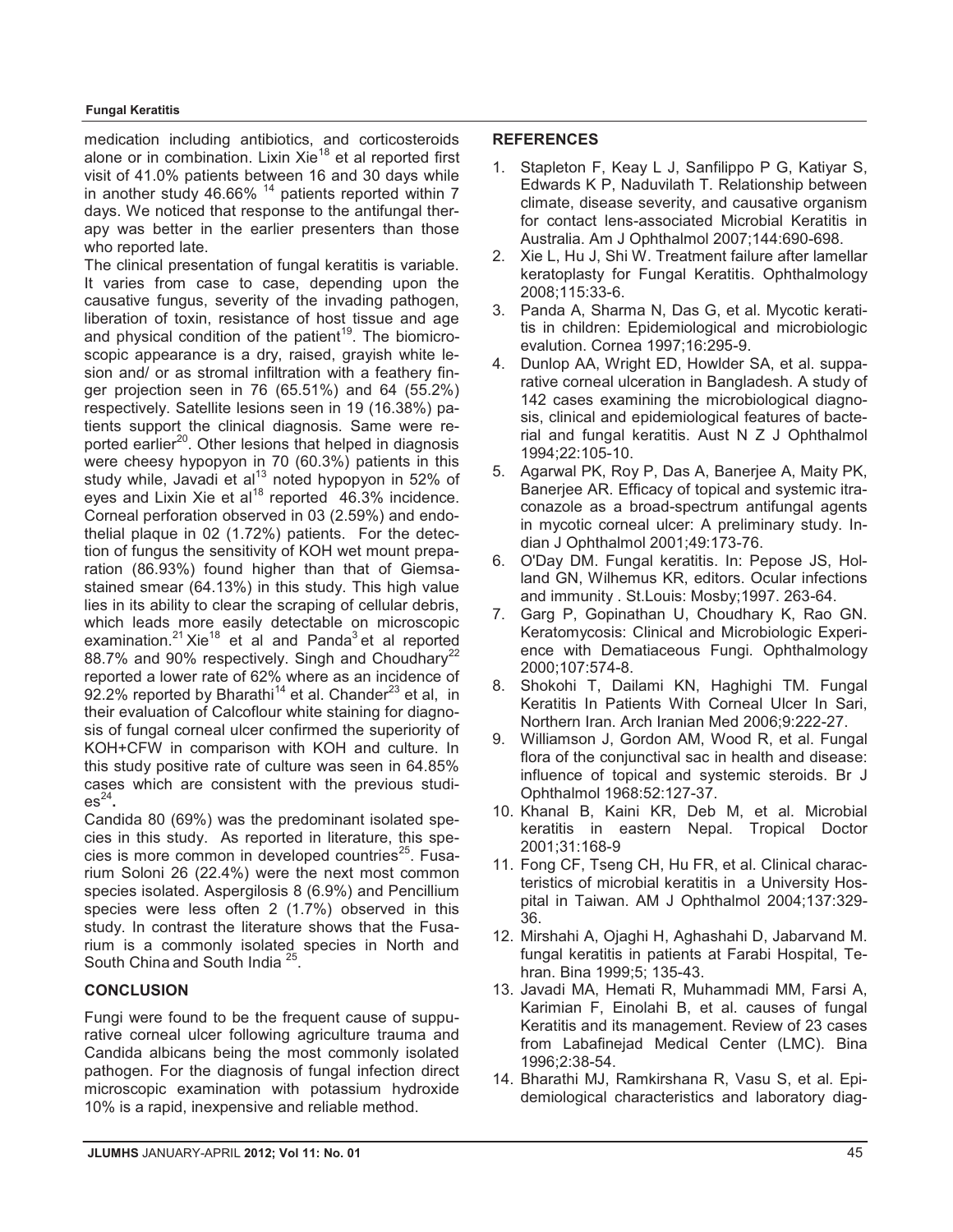medication including antibiotics, and corticosteroids alone or in combination. Lixin Xie[18] et al reported first visit of 41.0% patients between 16 and 30 days while in another study 46.66% [14] patients reported within 7 days. We noticed that response to the antifungal therapy was better in the earlier presenters than those who reported late.

The clinical presentation of fungal keratitis is variable. It varies from case to case, depending upon the causative fungus, severity of the invading pathogen, liberation of toxin, resistance of host tissue and age and physical condition of the patient[19]. The biomicroscopic appearance is a dry, raised, grayish white lesion and/ or as stromal infiltration with a feathery finger projection seen in 76 (65.51%) and 64 (55.2%) respectively. Satellite lesions seen in 19 (16.38%) patients support the clinical diagnosis. Same were reported earlier[20]. Other lesions that helped in diagnosis were cheesy hypopyon in 70 (60.3%) patients in this study while, Javadi et al[13] noted hypopyon in 52% of eyes and Lixin Xie et al[18] reported 46.3% incidence. Corneal perforation observed in 03 (2.59%) and endothelial plaque in 02 (1.72%) patients. For the detection of fungus the sensitivity of KOH wet mount preparation (86.93%) found higher than that of Giemsa-stained smear (64.13%) in this study. This high value lies in its ability to clear the scraping of cellular debris, which leads more easily detectable on microscopic examination.[21] Xie[18] et al and Panda[3] et al reported 88.7% and 90% respectively. Singh and Choudhary[22] reported a lower rate of 62% where as an incidence of 92.2% reported by Bharathi[14] et al. Chander[23] et al, in their evaluation of Calcoflour white staining for diagnosis of fungal corneal ulcer confirmed the superiority of KOH+CFW in comparison with KOH and culture. In this study positive rate of culture was seen in 64.85% cases which are consistent with the previous studies[24].

Candida 80 (69%) was the predominant isolated species in this study. As reported in literature, this species is more common in developed countries[25]. Fusarium Soloni 26 (22.4%) were the next most common species isolated. Aspergilosis 8 (6.9%) and Pencillium species were less often 2 (1.7%) observed in this study. In contrast the literature shows that the Fusarium is a commonly isolated species in North and South China and South India [25].

## CONCLUSION

Fungi were found to be the frequent cause of suppurative corneal ulcer following agriculture trauma and Candida albicans being the most commonly isolated pathogen. For the diagnosis of fungal infection direct microscopic examination with potassium hydroxide 10% is a rapid, inexpensive and reliable method.

## REFERENCES

1. Stapleton F, Keay L J, Sanfilippo P G, Katiyar S, Edwards K P, Naduvilath T. Relationship between climate, disease severity, and causative organism for contact lens-associated Microbial Keratitis in Australia. Am J Ophthalmol 2007;144:690-698.
2. Xie L, Hu J, Shi W. Treatment failure after lamellar keratoplasty for Fungal Keratitis. Ophthalmology 2008;115:33-6.
3. Panda A, Sharma N, Das G, et al. Mycotic keratitis in children: Epidemiological and microbiologic evalution. Cornea 1997;16:295-9.
4. Dunlop AA, Wright ED, Howlder SA, et al. suppurative corneal ulceration in Bangladesh. A study of 142 cases examining the microbiological diagnosis, clinical and epidemiological features of bacterial and fungal keratitis. Aust N Z J Ophthalmol 1994;22:105-10.
5. Agarwal PK, Roy P, Das A, Banerjee A, Maity PK, Banerjee AR. Efficacy of topical and systemic itraconazole as a broad-spectrum antifungal agents in mycotic corneal ulcer: A preliminary study. Indian J Ophthalmol 2001;49:173-76.
6. O'Day DM. Fungal keratitis. In: Pepose JS, Holland GN, Wilhemus KR, editors. Ocular infections and immunity . St.Louis: Mosby;1997. 263-64.
7. Garg P, Gopinathan U, Choudhary K, Rao GN. Keratomycosis: Clinical and Microbiologic Experience with Dematiaceous Fungi. Ophthalmology 2000;107:574-8.
8. Shokohi T, Dailami KN, Haghighi TM. Fungal Keratitis In Patients With Corneal Ulcer In Sari, Northern Iran. Arch Iranian Med 2006;9:222-27.
9. Williamson J, Gordon AM, Wood R, et al. Fungal flora of the conjunctival sac in health and disease: influence of topical and systemic steroids. Br J Ophthalmol 1968:52:127-37.
10. Khanal B, Kaini KR, Deb M, et al. Microbial keratitis in eastern Nepal. Tropical Doctor 2001;31:168-9
11. Fong CF, Tseng CH, Hu FR, et al. Clinical characteristics of microbial keratitis in a University Hospital in Taiwan. AM J Ophthalmol 2004;137:329-36.
12. Mirshahi A, Ojaghi H, Aghashahi D, Jabarvand M. fungal keratitis in patients at Farabi Hospital, Tehran. Bina 1999;5; 135-43.
13. Javadi MA, Hemati R, Muhammadi MM, Farsi A, Karimian F, Einolahi B, et al. causes of fungal Keratitis and its management. Review of 23 cases from Labafinejad Medical Center (LMC). Bina 1996;2:38-54.
14. Bharathi MJ, Ramkirshana R, Vasu S, et al. Epidemiological characteristics and laboratory diag-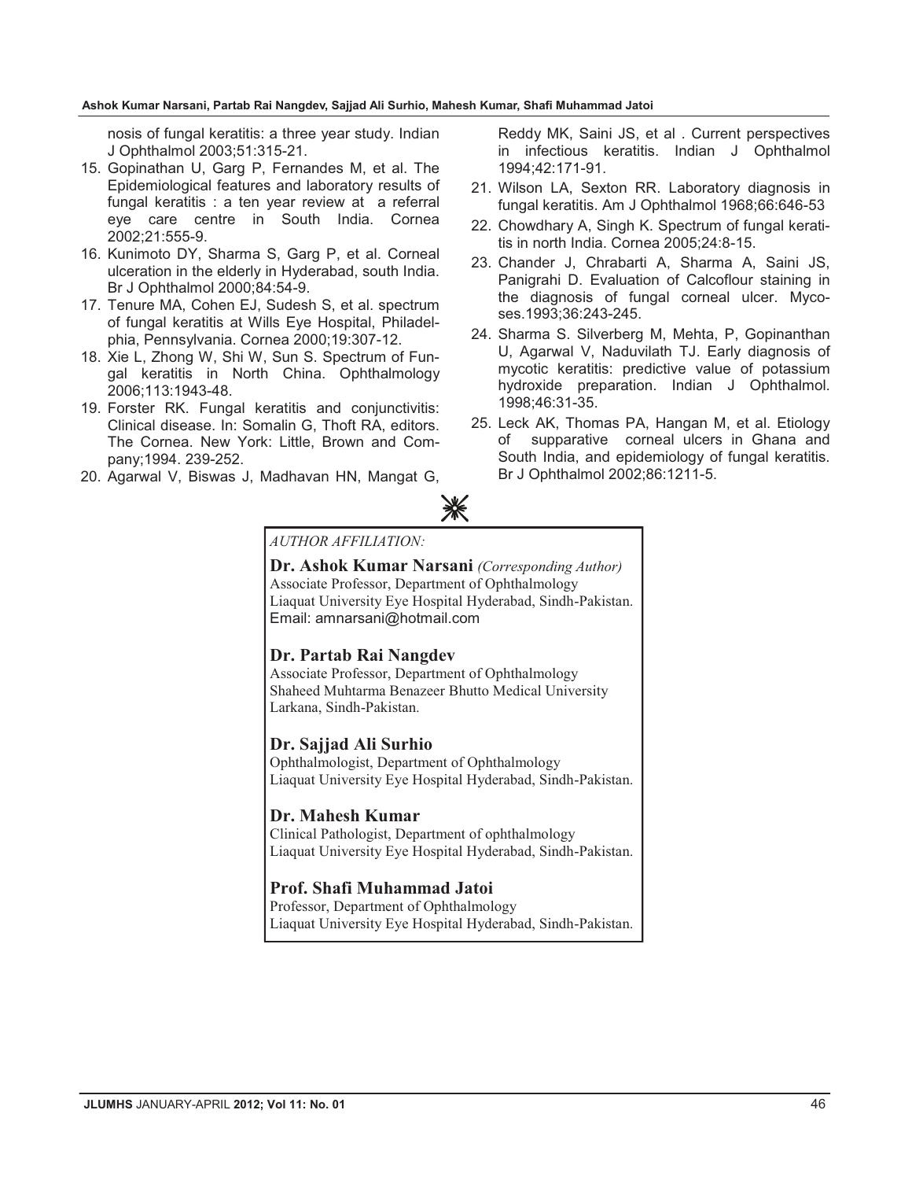nosis of fungal keratitis: a three year study. Indian J Ophthalmol 2003;51:315-21.

15. Gopinathan U, Garg P, Fernandes M, et al. The Epidemiological features and laboratory results of fungal keratitis : a ten year review at a referral eye care centre in South India. Cornea 2002;21:555-9.
16. Kunimoto DY, Sharma S, Garg P, et al. Corneal ulceration in the elderly in Hyderabad, south India. Br J Ophthalmol 2000;84:54-9.
17. Tenure MA, Cohen EJ, Sudesh S, et al. spectrum of fungal keratitis at Wills Eye Hospital, Philadelphia, Pennsylvania. Cornea 2000;19:307-12.
18. Xie L, Zhong W, Shi W, Sun S. Spectrum of Fungal keratitis in North China. Ophthalmology 2006;113:1943-48.
19. Forster RK. Fungal keratitis and conjunctivitis: Clinical disease. In: Somalin G, Thoft RA, editors. The Cornea. New York: Little, Brown and Company;1994. 239-252.
20. Agarwal V, Biswas J, Madhavan HN, Mangat G, Reddy MK, Saini JS, et al . Current perspectives in infectious keratitis. Indian J Ophthalmol 1994;42:171-91.
21. Wilson LA, Sexton RR. Laboratory diagnosis in fungal keratitis. Am J Ophthalmol 1968;66:646-53
22. Chowdhary A, Singh K. Spectrum of fungal keratitis in north India. Cornea 2005;24:8-15.
23. Chander J, Chrabarti A, Sharma A, Saini JS, Panigrahi D. Evaluation of Calcoflour staining in the diagnosis of fungal corneal ulcer. Mycoses.1993;36:243-245.
24. Sharma S. Silverberg M, Mehta, P, Gopinanthan U, Agarwal V, Naduvilath TJ. Early diagnosis of mycotic keratitis: predictive value of potassium hydroxide preparation. Indian J Ophthalmol. 1998;46:31-35.
25. Leck AK, Thomas PA, Hangan M, et al. Etiology of supparative corneal ulcers in Ghana and South India, and epidemiology of fungal keratitis. Br J Ophthalmol 2002;86:1211-5.

*AUTHOR AFFILIATION:*

**Dr. Ashok Kumar Narsani** *(Corresponding Author)*
Associate Professor, Department of Ophthalmology
Liaquat University Eye Hospital Hyderabad, Sindh-Pakistan.
Email: amnarsani@hotmail.com

**Dr. Partab Rai Nangdev**
Associate Professor, Department of Ophthalmology
Shaheed Muhtarma Benazeer Bhutto Medical University
Larkana, Sindh-Pakistan.

**Dr. Sajjad Ali Surhio**
Ophthalmologist, Department of Ophthalmology
Liaquat University Eye Hospital Hyderabad, Sindh-Pakistan.

**Dr. Mahesh Kumar**
Clinical Pathologist, Department of ophthalmology
Liaquat University Eye Hospital Hyderabad, Sindh-Pakistan.

**Prof. Shafi Muhammad Jatoi**
Professor, Department of Ophthalmology
Liaquat University Eye Hospital Hyderabad, Sindh-Pakistan.